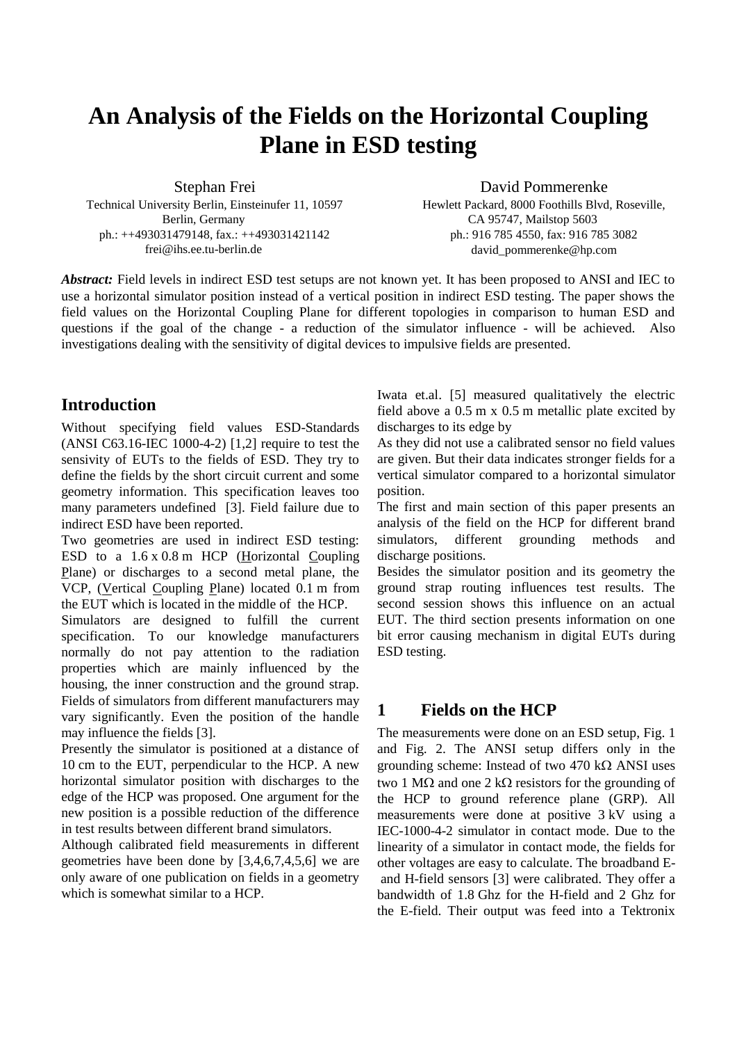# An Analysis of the Fields on the Horizontal Coupling Plane in ESD testing

Stephan Frei
Technical University Berlin, Einsteinufer 11, 10597 Berlin, Germany
ph.: ++493031479148, fax.: ++493031421142
frei@ihs.ee.tu-berlin.de

David Pommerenke
Hewlett Packard, 8000 Foothills Blvd, Roseville, CA 95747, Mailstop 5603
ph.: 916 785 4550, fax: 916 785 3082
david_pommerenke@hp.com

***Abstract:*** Field levels in indirect ESD test setups are not known yet. It has been proposed to ANSI and IEC to use a horizontal simulator position instead of a vertical position in indirect ESD testing. The paper shows the field values on the Horizontal Coupling Plane for different topologies in comparison to human ESD and questions if the goal of the change - a reduction of the simulator influence - will be achieved. Also investigations dealing with the sensitivity of digital devices to impulsive fields are presented.

## Introduction

Without specifying field values ESD-Standards (ANSI C63.16-IEC 1000-4-2) [1,2] require to test the sensivity of EUTs to the fields of ESD. They try to define the fields by the short circuit current and some geometry information. This specification leaves too many parameters undefined [3]. Field failure due to indirect ESD have been reported.

Two geometries are used in indirect ESD testing: ESD to a 1.6 x 0.8 m HCP (Horizontal Coupling Plane) or discharges to a second metal plane, the VCP, (Vertical Coupling Plane) located 0.1 m from the EUT which is located in the middle of the HCP.

Simulators are designed to fulfill the current specification. To our knowledge manufacturers normally do not pay attention to the radiation properties which are mainly influenced by the housing, the inner construction and the ground strap. Fields of simulators from different manufacturers may vary significantly. Even the position of the handle may influence the fields [3].

Presently the simulator is positioned at a distance of 10 cm to the EUT, perpendicular to the HCP. A new horizontal simulator position with discharges to the edge of the HCP was proposed. One argument for the new position is a possible reduction of the difference in test results between different brand simulators.

Although calibrated field measurements in different geometries have been done by [3,4,6,7,4,5,6] we are only aware of one publication on fields in a geometry which is somewhat similar to a HCP.

Iwata et.al. [5] measured qualitatively the electric field above a 0.5 m x 0.5 m metallic plate excited by discharges to its edge by

As they did not use a calibrated sensor no field values are given. But their data indicates stronger fields for a vertical simulator compared to a horizontal simulator position.

The first and main section of this paper presents an analysis of the field on the HCP for different brand simulators, different grounding methods and discharge positions.

Besides the simulator position and its geometry the ground strap routing influences test results. The second session shows this influence on an actual EUT. The third section presents information on one bit error causing mechanism in digital EUTs during ESD testing.

## 1 Fields on the HCP

The measurements were done on an ESD setup, Fig. 1 and Fig. 2. The ANSI setup differs only in the grounding scheme: Instead of two 470 kΩ ANSI uses two 1 MΩ and one 2 kΩ resistors for the grounding of the HCP to ground reference plane (GRP). All measurements were done at positive 3 kV using a IEC-1000-4-2 simulator in contact mode. Due to the linearity of a simulator in contact mode, the fields for other voltages are easy to calculate. The broadband E- and H-field sensors [3] were calibrated. They offer a bandwidth of 1.8 Ghz for the H-field and 2 Ghz for the E-field. Their output was feed into a Tektronix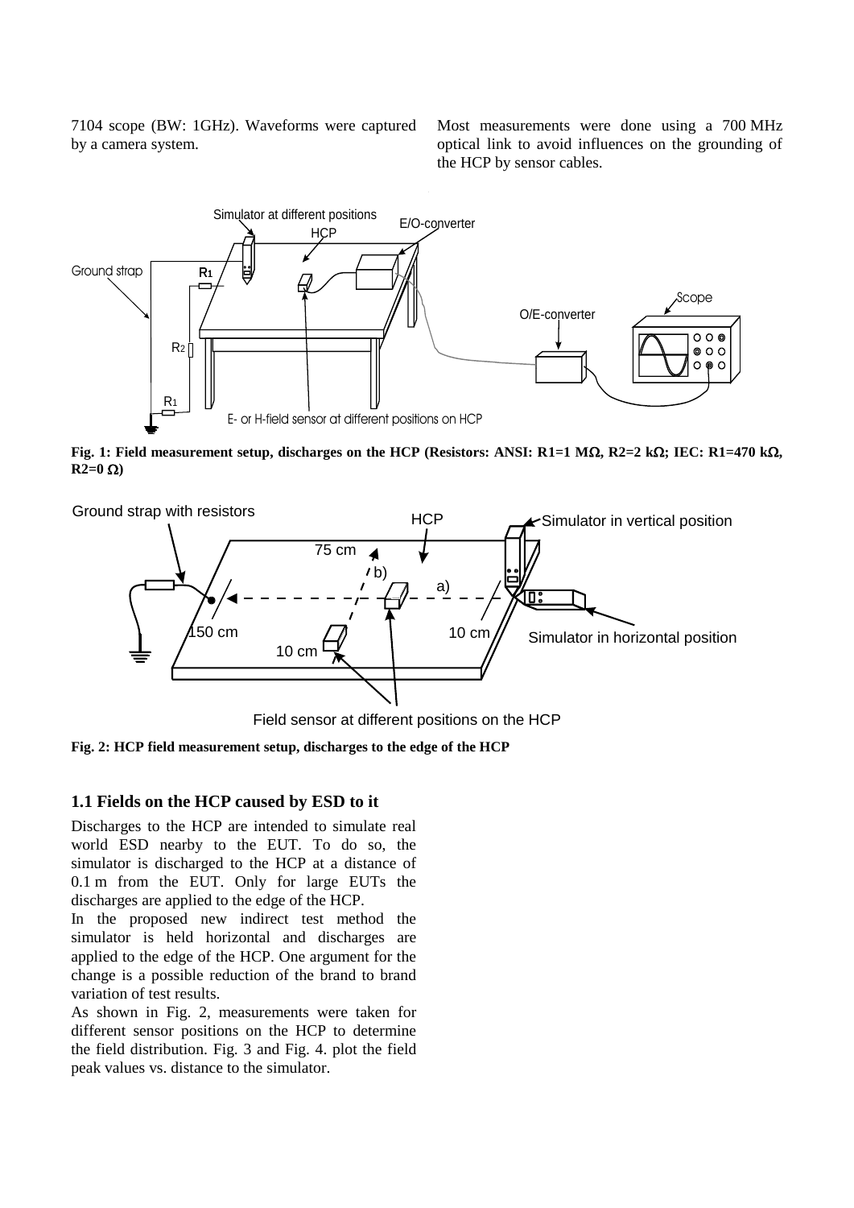7104 scope (BW: 1GHz). Waveforms were captured by a camera system.

Most measurements were done using a 700 MHz optical link to avoid influences on the grounding of the HCP by sensor cables.

**Fig. 1: Field measurement setup, discharges on the HCP (Resistors: ANSI: R1=1 MΩ, R2=2 kΩ; IEC: R1=470 kΩ, R2=0 Ω)**

**Fig. 2: HCP field measurement setup, discharges to the edge of the HCP**

## 1.1 Fields on the HCP caused by ESD to it

Discharges to the HCP are intended to simulate real world ESD nearby to the EUT. To do so, the simulator is discharged to the HCP at a distance of 0.1 m from the EUT. Only for large EUTs the discharges are applied to the edge of the HCP.

In the proposed new indirect test method the simulator is held horizontal and discharges are applied to the edge of the HCP. One argument for the change is a possible reduction of the brand to brand variation of test results.

As shown in Fig. 2, measurements were taken for different sensor positions on the HCP to determine the field distribution. Fig. 3 and Fig. 4. plot the field peak values vs. distance to the simulator.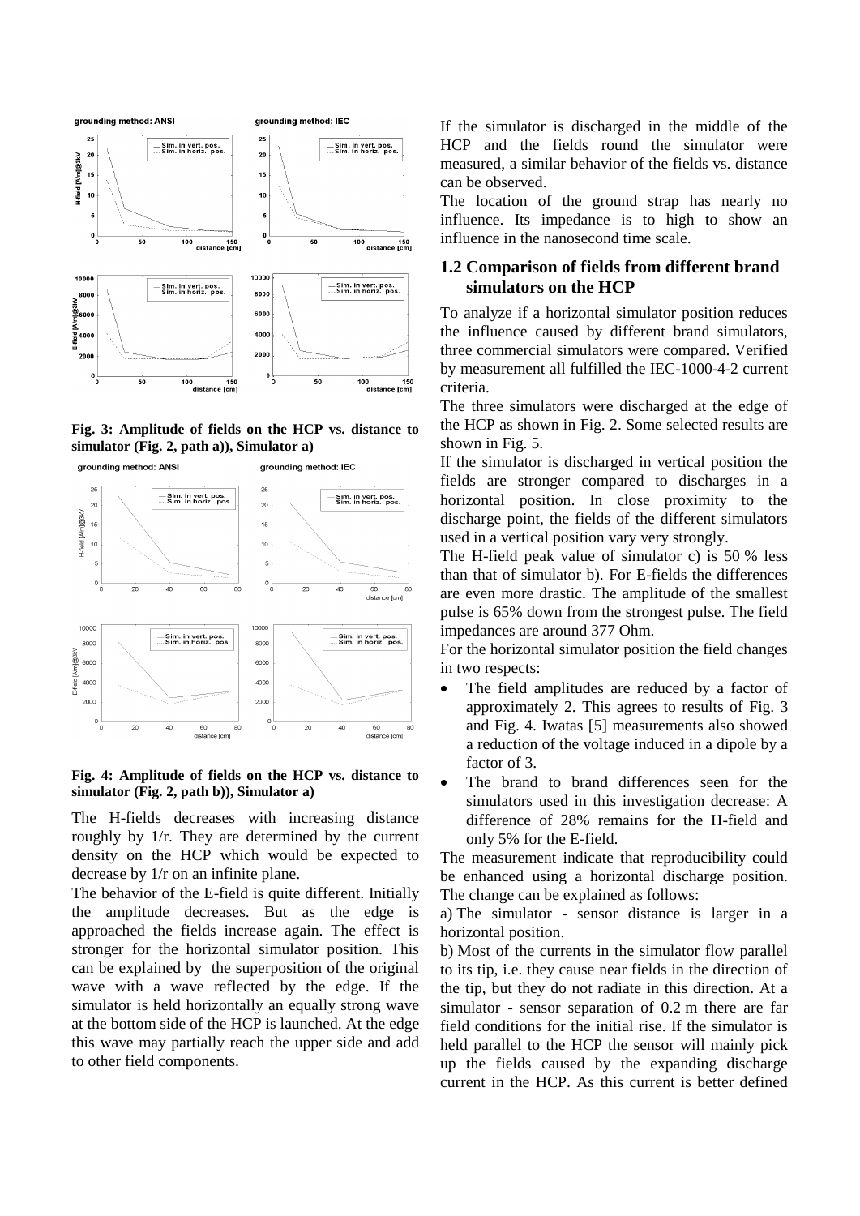**Fig. 3: Amplitude of fields on the HCP vs. distance to simulator (Fig. 2, path a)), Simulator a)**

**Fig. 4: Amplitude of fields on the HCP vs. distance to simulator (Fig. 2, path b)), Simulator a)**

The H-fields decreases with increasing distance roughly by 1/r. They are determined by the current density on the HCP which would be expected to decrease by 1/r on an infinite plane.

The behavior of the E-field is quite different. Initially the amplitude decreases. But as the edge is approached the fields increase again. The effect is stronger for the horizontal simulator position. This can be explained by the superposition of the original wave with a wave reflected by the edge. If the simulator is held horizontally an equally strong wave at the bottom side of the HCP is launched. At the edge this wave may partially reach the upper side and add to other field components.

If the simulator is discharged in the middle of the HCP and the fields round the simulator were measured, a similar behavior of the fields vs. distance can be observed.

The location of the ground strap has nearly no influence. Its impedance is to high to show an influence in the nanosecond time scale.

## 1.2 Comparison of fields from different brand simulators on the HCP

To analyze if a horizontal simulator position reduces the influence caused by different brand simulators, three commercial simulators were compared. Verified by measurement all fulfilled the IEC-1000-4-2 current criteria.

The three simulators were discharged at the edge of the HCP as shown in Fig. 2. Some selected results are shown in Fig. 5.

If the simulator is discharged in vertical position the fields are stronger compared to discharges in a horizontal position. In close proximity to the discharge point, the fields of the different simulators used in a vertical position vary very strongly.

The H-field peak value of simulator c) is 50 % less than that of simulator b). For E-fields the differences are even more drastic. The amplitude of the smallest pulse is 65% down from the strongest pulse. The field impedances are around 377 Ohm.

For the horizontal simulator position the field changes in two respects:

- The field amplitudes are reduced by a factor of approximately 2. This agrees to results of Fig. 3 and Fig. 4. Iwatas [5] measurements also showed a reduction of the voltage induced in a dipole by a factor of 3.
- The brand to brand differences seen for the simulators used in this investigation decrease: A difference of 28% remains for the H-field and only 5% for the E-field.

The measurement indicate that reproducibility could be enhanced using a horizontal discharge position. The change can be explained as follows:

a) The simulator - sensor distance is larger in a horizontal position.

b) Most of the currents in the simulator flow parallel to its tip, i.e. they cause near fields in the direction of the tip, but they do not radiate in this direction. At a simulator - sensor separation of 0.2 m there are far field conditions for the initial rise. If the simulator is held parallel to the HCP the sensor will mainly pick up the fields caused by the expanding discharge current in the HCP. As this current is better defined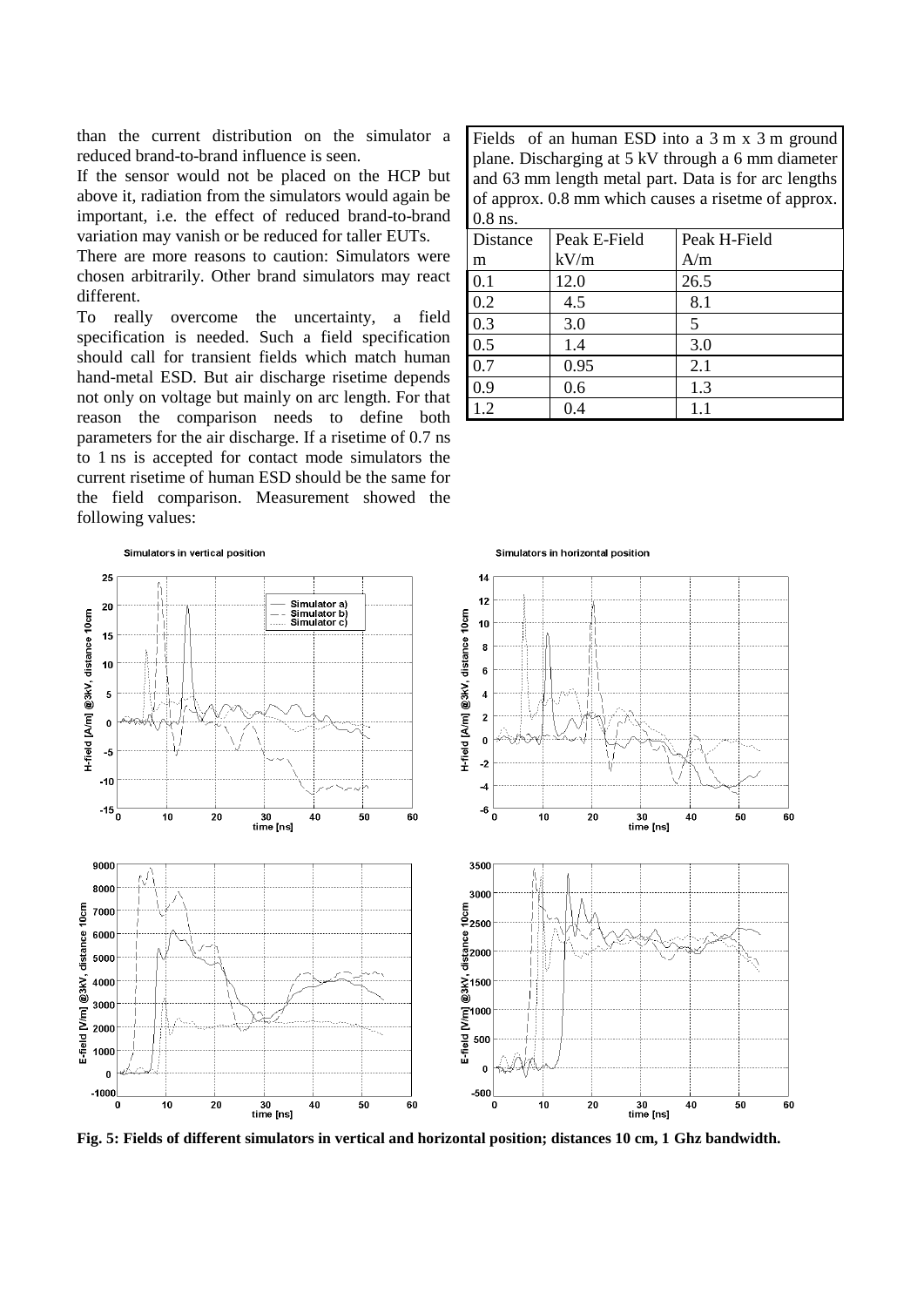than the current distribution on the simulator a reduced brand-to-brand influence is seen.

If the sensor would not be placed on the HCP but above it, radiation from the simulators would again be important, i.e. the effect of reduced brand-to-brand variation may vanish or be reduced for taller EUTs.

There are more reasons to caution: Simulators were chosen arbitrarily. Other brand simulators may react different.

To really overcome the uncertainty, a field specification is needed. Such a field specification should call for transient fields which match human hand-metal ESD. But air discharge risetime depends not only on voltage but mainly on arc length. For that reason the comparison needs to define both parameters for the air discharge. If a risetime of 0.7 ns to 1 ns is accepted for contact mode simulators the current risetime of human ESD should be the same for the field comparison. Measurement showed the following values:

Fields of an human ESD into a 3 m x 3 m ground plane. Discharging at 5 kV through a 6 mm diameter and 63 mm length metal part. Data is for arc lengths of approx. 0.8 mm which causes a risetme of approx. 0.8 ns.

| Distance m | Peak E-Field kV/m | Peak H-Field A/m |
|---|---|---|
| 0.1 | 12.0 | 26.5 |
| 0.2 | 4.5 | 8.1 |
| 0.3 | 3.0 | 5 |
| 0.5 | 1.4 | 3.0 |
| 0.7 | 0.95 | 2.1 |
| 0.9 | 0.6 | 1.3 |
| 1.2 | 0.4 | 1.1 |

**Fig. 5: Fields of different simulators in vertical and horizontal position; distances 10 cm, 1 Ghz bandwidth.**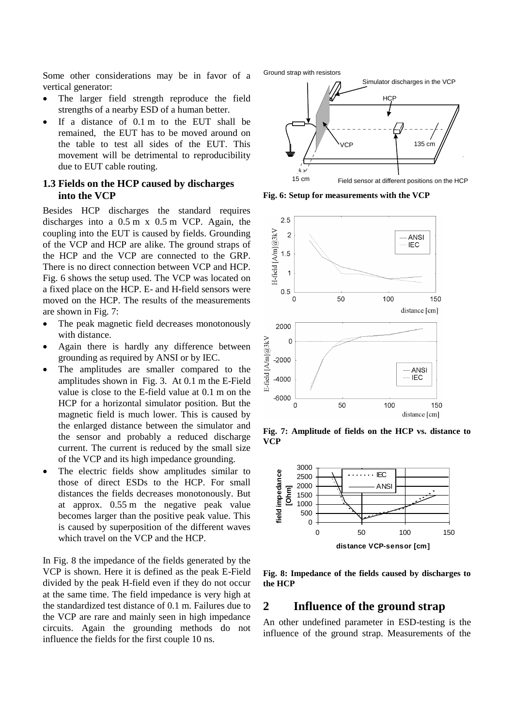Some other considerations may be in favor of a vertical generator:

- The larger field strength reproduce the field strengths of a nearby ESD of a human better.
- If a distance of 0.1 m to the EUT shall be remained, the EUT has to be moved around on the table to test all sides of the EUT. This movement will be detrimental to reproducibility due to EUT cable routing.

### 1.3 Fields on the HCP caused by discharges into the VCP

Besides HCP discharges the standard requires discharges into a 0.5 m x 0.5 m VCP. Again, the coupling into the EUT is caused by fields. Grounding of the VCP and HCP are alike. The ground straps of the HCP and the VCP are connected to the GRP. There is no direct connection between VCP and HCP. Fig. 6 shows the setup used. The VCP was located on a fixed place on the HCP. E- and H-field sensors were moved on the HCP. The results of the measurements are shown in Fig. 7:

- The peak magnetic field decreases monotonously with distance.
- Again there is hardly any difference between grounding as required by ANSI or by IEC.
- The amplitudes are smaller compared to the amplitudes shown in Fig. 3. At 0.1 m the E-Field value is close to the E-field value at 0.1 m on the HCP for a horizontal simulator position. But the magnetic field is much lower. This is caused by the enlarged distance between the simulator and the sensor and probably a reduced discharge current. The current is reduced by the small size of the VCP and its high impedance grounding.
- The electric fields show amplitudes similar to those of direct ESDs to the HCP. For small distances the fields decreases monotonously. But at approx. 0.55 m the negative peak value becomes larger than the positive peak value. This is caused by superposition of the different waves which travel on the VCP and the HCP.

In Fig. 8 the impedance of the fields generated by the VCP is shown. Here it is defined as the peak E-Field divided by the peak H-field even if they do not occur at the same time. The field impedance is very high at the standardized test distance of 0.1 m. Failures due to the VCP are rare and mainly seen in high impedance circuits. Again the grounding methods do not influence the fields for the first couple 10 ns.

**Fig. 6: Setup for measurements with the VCP**

**Fig. 7: Amplitude of fields on the HCP vs. distance to VCP**

**Fig. 8: Impedance of the fields caused by discharges to the HCP**

## 2 Influence of the ground strap

An other undefined parameter in ESD-testing is the influence of the ground strap. Measurements of the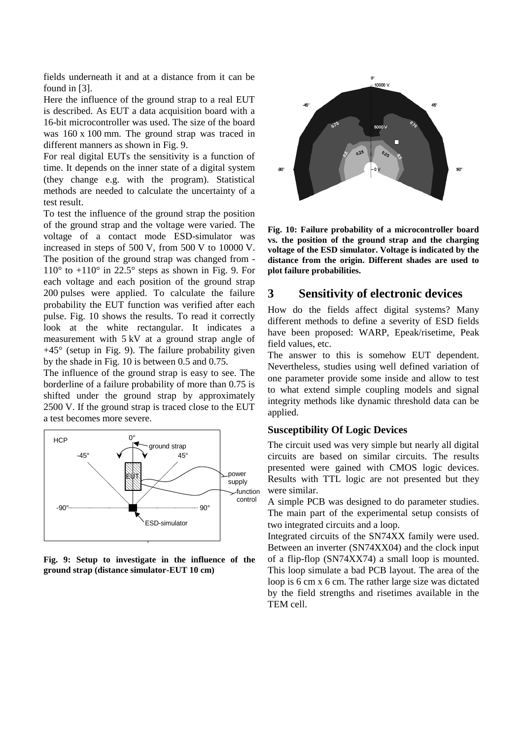fields underneath it and at a distance from it can be found in [3].

Here the influence of the ground strap to a real EUT is described. As EUT a data acquisition board with a 16-bit microcontroller was used. The size of the board was 160 x 100 mm. The ground strap was traced in different manners as shown in Fig. 9.

For real digital EUTs the sensitivity is a function of time. It depends on the inner state of a digital system (they change e.g. with the program). Statistical methods are needed to calculate the uncertainty of a test result.

To test the influence of the ground strap the position of the ground strap and the voltage were varied. The voltage of a contact mode ESD-simulator was increased in steps of 500 V, from 500 V to 10000 V. The position of the ground strap was changed from -110° to +110° in 22.5° steps as shown in Fig. 9. For each voltage and each position of the ground strap 200 pulses were applied. To calculate the failure probability the EUT function was verified after each pulse. Fig. 10 shows the results. To read it correctly look at the white rectangular. It indicates a measurement with 5 kV at a ground strap angle of +45° (setup in Fig. 9). The failure probability given by the shade in Fig. 10 is between 0.5 and 0.75.

The influence of the ground strap is easy to see. The borderline of a failure probability of more than 0.75 is shifted under the ground strap by approximately 2500 V. If the ground strap is traced close to the EUT a test becomes more severe.

**Fig. 9: Setup to investigate in the influence of the ground strap (distance simulator-EUT 10 cm)**

**Fig. 10: Failure probability of a microcontroller board vs. the position of the ground strap and the charging voltage of the ESD simulator. Voltage is indicated by the distance from the origin. Different shades are used to plot failure probabilities.**

# 3 Sensitivity of electronic devices

How do the fields affect digital systems? Many different methods to define a severity of ESD fields have been proposed: WARP, Epeak/risetime, Peak field values, etc.

The answer to this is somehow EUT dependent. Nevertheless, studies using well defined variation of one parameter provide some inside and allow to test to what extend simple coupling models and signal integrity methods like dynamic threshold data can be applied.

### Susceptibility Of Logic Devices

The circuit used was very simple but nearly all digital circuits are based on similar circuits. The results presented were gained with CMOS logic devices. Results with TTL logic are not presented but they were similar.

A simple PCB was designed to do parameter studies. The main part of the experimental setup consists of two integrated circuits and a loop.

Integrated circuits of the SN74XX family were used. Between an inverter (SN74XX04) and the clock input of a flip-flop (SN74XX74) a small loop is mounted. This loop simulate a bad PCB layout. The area of the loop is 6 cm x 6 cm. The rather large size was dictated by the field strengths and risetimes available in the TEM cell.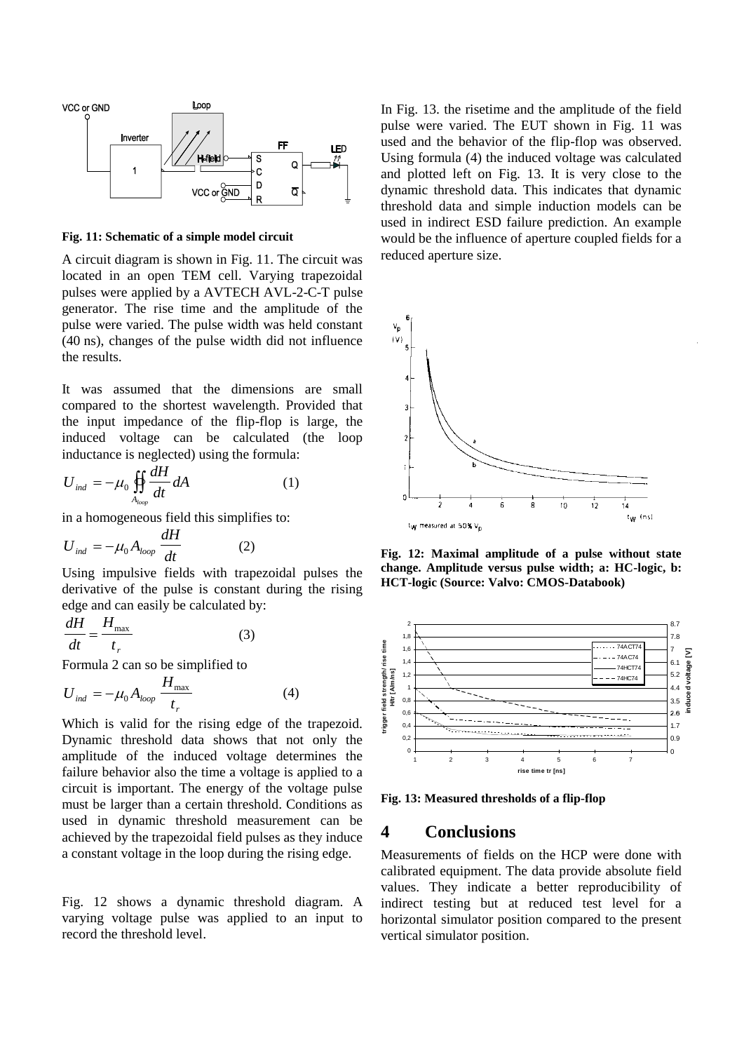Fig. 11: Schematic of a simple model circuit

A circuit diagram is shown in Fig. 11. The circuit was located in an open TEM cell. Varying trapezoidal pulses were applied by a AVTECH AVL-2-C-T pulse generator. The rise time and the amplitude of the pulse were varied. The pulse width was held constant (40 ns), changes of the pulse width did not influence the results.

It was assumed that the dimensions are small compared to the shortest wavelength. Provided that the input impedance of the flip-flop is large, the induced voltage can be calculated (the loop inductance is neglected) using the formula:

$$U_{ind} = -\mu_0 \oiint_{A_{loop}} \frac{dH}{dt} dA \qquad (1)$$

in a homogeneous field this simplifies to:

$$U_{ind} = -\mu_0 A_{loop} \frac{dH}{dt} \qquad (2)$$

Using impulsive fields with trapezoidal pulses the derivative of the pulse is constant during the rising edge and can easily be calculated by:

$$\frac{dH}{dt} = \frac{H_{\max}}{t_r} \qquad (3)$$

Formula 2 can so be simplified to

$$U_{ind} = -\mu_0 A_{loop} \frac{H_{\max}}{t_r} \qquad (4)$$

Which is valid for the rising edge of the trapezoid. Dynamic threshold data shows that not only the amplitude of the induced voltage determines the failure behavior also the time a voltage is applied to a circuit is important. The energy of the voltage pulse must be larger than a certain threshold. Conditions as used in dynamic threshold measurement can be achieved by the trapezoidal field pulses as they induce a constant voltage in the loop during the rising edge.

Fig. 12 shows a dynamic threshold diagram. A varying voltage pulse was applied to an input to record the threshold level.

In Fig. 13. the risetime and the amplitude of the field pulse were varied. The EUT shown in Fig. 11 was used and the behavior of the flip-flop was observed. Using formula (4) the induced voltage was calculated and plotted left on Fig. 13. It is very close to the dynamic threshold data. This indicates that dynamic threshold data and simple induction models can be used in indirect ESD failure prediction. An example would be the influence of aperture coupled fields for a reduced aperture size.

Fig. 12: Maximal amplitude of a pulse without state change. Amplitude versus pulse width; a: HC-logic, b: HCT-logic (Source: Valvo: CMOS-Databook)

Fig. 13: Measured thresholds of a flip-flop

## 4 Conclusions

Measurements of fields on the HCP were done with calibrated equipment. The data provide absolute field values. They indicate a better reproducibility of indirect testing but at reduced test level for a horizontal simulator position compared to the present vertical simulator position.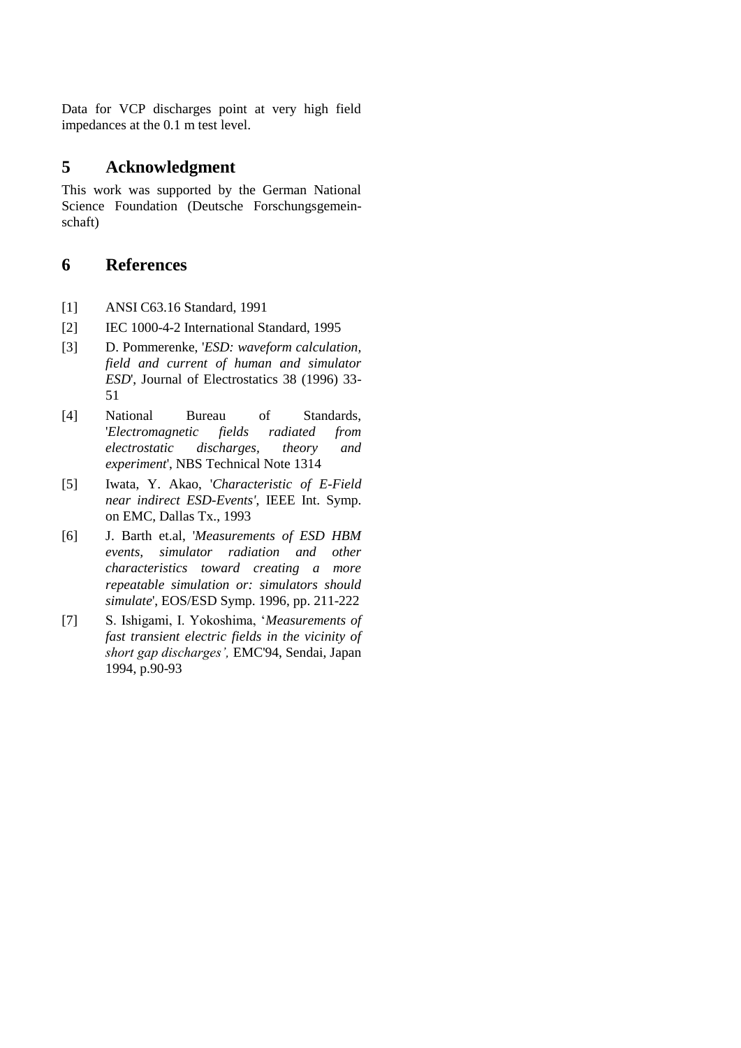Data for VCP discharges point at very high field impedances at the 0.1 m test level.

## 5 Acknowledgment

This work was supported by the German National Science Foundation (Deutsche Forschungsgemeinschaft)

## 6 References

[1] ANSI C63.16 Standard, 1991

[2] IEC 1000-4-2 International Standard, 1995

[3] D. Pommerenke, '*ESD: waveform calculation, field and current of human and simulator ESD*', Journal of Electrostatics 38 (1996) 33-51

[4] National Bureau of Standards, '*Electromagnetic fields radiated from electrostatic discharges, theory and experiment*', NBS Technical Note 1314

[5] Iwata, Y. Akao, '*Characteristic of E-Field near indirect ESD-Events'*, IEEE Int. Symp. on EMC, Dallas Tx., 1993

[6] J. Barth et.al, '*Measurements of ESD HBM events, simulator radiation and other characteristics toward creating a more repeatable simulation or: simulators should simulate*', EOS/ESD Symp. 1996, pp. 211-222

[7] S. Ishigami, I. Yokoshima, '*Measurements of fast transient electric fields in the vicinity of short gap discharges',* EMC'94, Sendai, Japan 1994, p.90-93